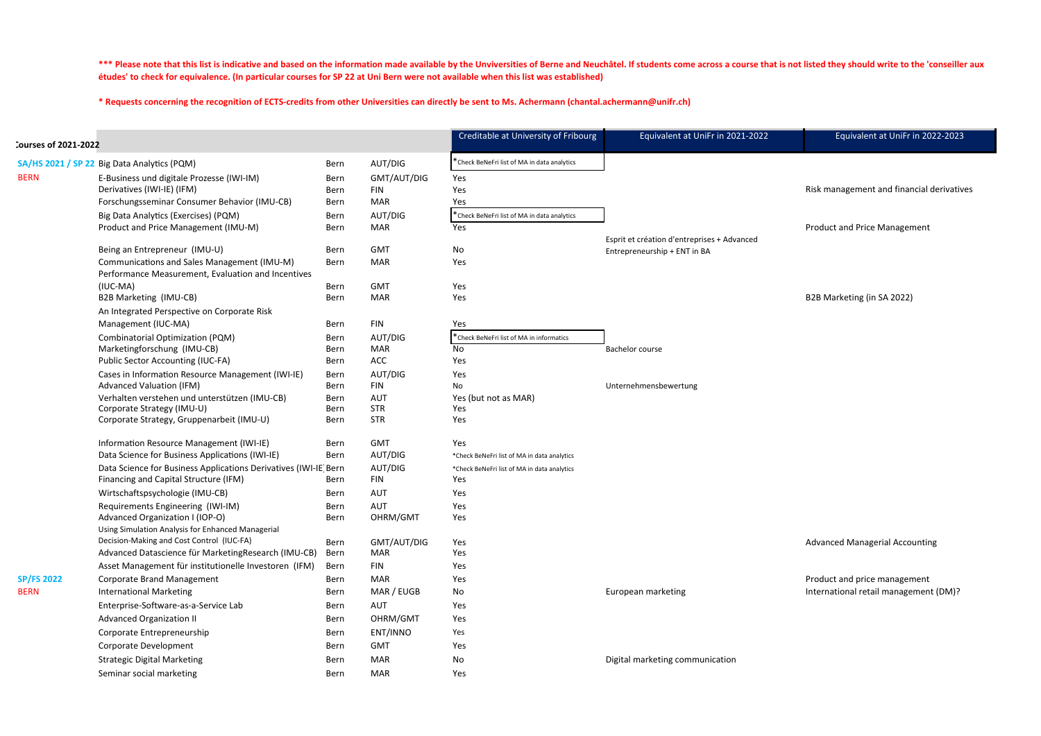**\*\*\* Please note that this list is indicative and based on the information made available by the Unviversities of Berne and Neuchâtel. If students come across a course that is not listed they should write to the 'conseiller aux études' to check for equivalence. (In particular courses for SP 22 at Uni Bern were not available when this list was established)**

**\* Requests concerning the recognition of ECTS-credits from other Universities can directly be sent to Ms. Achermann (chantal.achermann@unifr.ch)**

| Courses of 2021-2022 | | | | Creditable at University of Fribourg | Equivalent at UniFr in 2021-2022 | Equivalent at UniFr in 2022-2023 |
|---|---|---|---|---|---|---|
| SA/HS 2021 / SP 22 BERN | Big Data Analytics (PQM) | Bern | AUT/DIG | *Check BeNeFri list of MA in data analytics | | |
| | E-Business und digitale Prozesse (IWI-IM) | Bern | GMT/AUT/DIG | Yes | | |
| | Derivatives (IWI-IE) (IFM) | Bern | FIN | Yes | | Risk management and financial derivatives |
| | Forschungsseminar Consumer Behavior (IMU-CB) | Bern | MAR | Yes | | |
| | Big Data Analytics (Exercises) (PQM) | Bern | AUT/DIG | *Check BeNeFri list of MA in data analytics | | |
| | Product and Price Management (IMU-M) | Bern | MAR | Yes | | Product and Price Management |
| | Being an Entrepreneur (IMU-U) | Bern | GMT | No | Esprit et création d'entreprises + Advanced Entrepreneurship + ENT in BA | |
| | Communications and Sales Management (IMU-M) | Bern | MAR | Yes | | |
| | Performance Measurement, Evaluation and Incentives (IUC-MA) | Bern | GMT | Yes | | |
| | B2B Marketing (IMU-CB) | Bern | MAR | Yes | | B2B Marketing (in SA 2022) |
| | An Integrated Perspective on Corporate Risk Management (IUC-MA) | Bern | FIN | Yes | | |
| | Combinatorial Optimization (PQM) | Bern | AUT/DIG | *Check BeNeFri list of MA in informatics | | |
| | Marketingforschung (IMU-CB) | Bern | MAR | No | Bachelor course | |
| | Public Sector Accounting (IUC-FA) | Bern | ACC | Yes | | |
| | Cases in Information Resource Management (IWI-IE) | Bern | AUT/DIG | Yes | | |
| | Advanced Valuation (IFM) | Bern | FIN | No | Unternehmensbewertung | |
| | Verhalten verstehen und unterstützen (IMU-CB) | Bern | AUT | Yes (but not as MAR) | | |
| | Corporate Strategy (IMU-U) | Bern | STR | Yes | | |
| | Corporate Strategy, Gruppenarbeit (IMU-U) | Bern | STR | Yes | | |
| | Information Resource Management (IWI-IE) | Bern | GMT | Yes | | |
| | Data Science for Business Applications (IWI-IE) | Bern | AUT/DIG | *Check BeNeFri list of MA in data analytics | | |
| | Data Science for Business Applications Derivatives (IWI-IE | Bern | AUT/DIG | *Check BeNeFri list of MA in data analytics | | |
| | Financing and Capital Structure (IFM) | Bern | FIN | Yes | | |
| | Wirtschaftspsychologie (IMU-CB) | Bern | AUT | Yes | | |
| | Requirements Engineering (IWI-IM) | Bern | AUT | Yes | | |
| | Advanced Organization I (IOP-O) | Bern | OHRM/GMT | Yes | | |
| | Using Simulation Analysis for Enhanced Managerial Decision-Making and Cost Control (IUC-FA) | Bern | GMT/AUT/DIG | Yes | | Advanced Managerial Accounting |
| | Advanced Datascience für MarketingResearch (IMU-CB) | Bern | MAR | Yes | | |
| | Asset Management für institutionelle Investoren (IFM) | Bern | FIN | Yes | | |
| SP/FS 2022 BERN | Corporate Brand Management | Bern | MAR | Yes | | Product and price management |
| | International Marketing | Bern | MAR / EUGB | No | European marketing | International retail management (DM)? |
| | Enterprise-Software-as-a-Service Lab | Bern | AUT | Yes | | |
| | Advanced Organization II | Bern | OHRM/GMT | Yes | | |
| | Corporate Entrepreneurship | Bern | ENT/INNO | Yes | | |
| | Corporate Development | Bern | GMT | Yes | | |
| | Strategic Digital Marketing | Bern | MAR | No | Digital marketing communication | |
| | Seminar social marketing | Bern | MAR | Yes | | |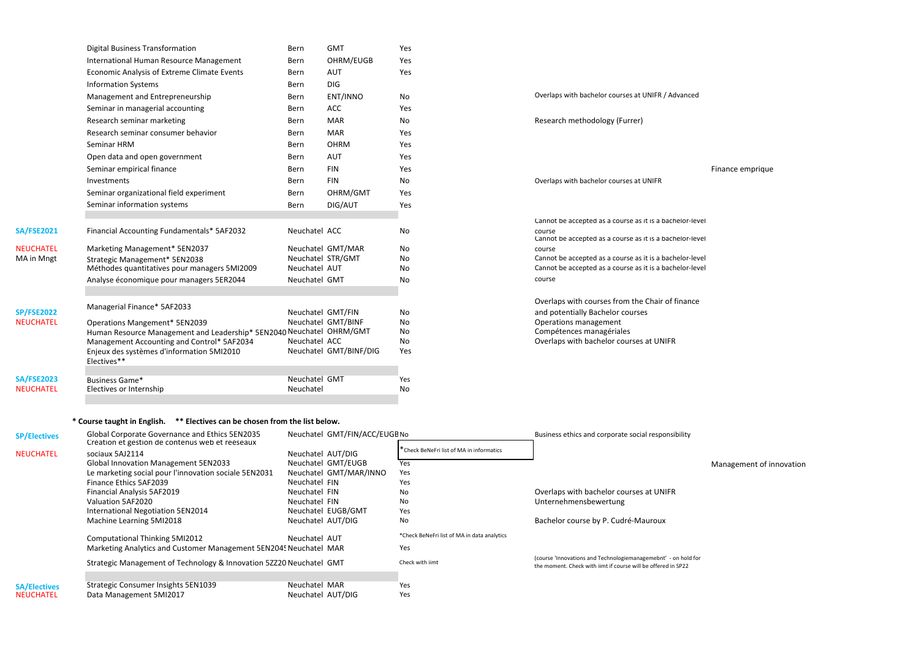| | Course | Location | Area | Accepted | Comment | |
|---|---|---|---|---|---|---|
| | Digital Business Transformation | Bern | GMT | Yes | | |
| | International Human Resource Management | Bern | OHRM/EUGB | Yes | | |
| | Economic Analysis of Extreme Climate Events | Bern | AUT | Yes | | |
| | Information Systems | Bern | DIG | | | |
| | Management and Entrepreneurship | Bern | ENT/INNO | No | Overlaps with bachelor courses at UNIFR / Advanced | |
| | Seminar in managerial accounting | Bern | ACC | Yes | | |
| | Research seminar marketing | Bern | MAR | No | Research methodology (Furrer) | |
| | Research seminar consumer behavior | Bern | MAR | Yes | | |
| | Seminar HRM | Bern | OHRM | Yes | | |
| | Open data and open government | Bern | AUT | Yes | | |
| | Seminar empirical finance | Bern | FIN | Yes | | Finance emprique |
| | Investments | Bern | FIN | No | Overlaps with bachelor courses at UNIFR | |
| | Seminar organizational field experiment | Bern | OHRM/GMT | Yes | | |
| | Seminar information systems | Bern | DIG/AUT | Yes | | |
| | | | | | | |
| **SA/FSE2021** | Financial Accounting Fundamentals* 5AF2032 | Neuchatel | ACC | No | Cannot be accepted as a course as it is a bachelor-level course | |
| **NEUCHATEL** | Marketing Management* 5EN2037 | Neuchatel | GMT/MAR | No | Cannot be accepted as a course as it is a bachelor-level course | |
| MA in Mngt | Strategic Management* 5EN2038 | Neuchatel | STR/GMT | No | Cannot be accepted as a course as it is a bachelor-level | |
| | Méthodes quantitatives pour managers 5MI2009 | Neuchatel | AUT | No | Cannot be accepted as a course as it is a bachelor-level | |
| | Analyse économique pour managers 5ER2044 | Neuchatel | GMT | No | course | |
| | | | | | | |
| **SP/FSE2022** | Managerial Finance* 5AF2033 | Neuchatel | GMT/FIN | No | Overlaps with courses from the Chair of finance and potentially Bachelor courses | |
| **NEUCHATEL** | Operations Mangement* 5EN2039 | Neuchatel | GMT/BINF | No | Operations management | |
| | Human Resource Management and Leadership* 5EN2040 | Neuchatel | OHRM/GMT | No | Compétences managériales | |
| | Management Accounting and Control* 5AF2034 | Neuchatel | ACC | No | Overlaps with bachelor courses at UNIFR | |
| | Enjeux des systèmes d'information 5MI2010 | Neuchatel | GMT/BINF/DIG | Yes | | |
| | Electives** | | | | | |
| | | | | | | |
| **SA/FSE2023** | Business Game* | Neuchatel | GMT | Yes | | |
| **NEUCHATEL** | Electives or Internship | Neuchatel | | No | | |

**\* Course taught in English. \*\* Electives can be chosen from the list below.**

| | Course | Location | Area | Accepted | Comment | |
|---|---|---|---|---|---|---|
| **SP/Electives** | Global Corporate Governance and Ethics 5EN2035 | Neuchatel | GMT/FIN/ACC/EUGB | No | Business ethics and corporate social responsibility | |
| **NEUCHATEL** | Création et gestion de contenus web et réeseaux sociaux 5AJ2114 | Neuchatel | AUT/DIG | *Check BeNeFri list of MA in informatics | | |
| | Global Innovation Management 5EN2033 | Neuchatel | GMT/EUGB | Yes | | Management of innovation |
| | Le marketing social pour l'innovation sociale 5EN2031 | Neuchatel | GMT/MAR/INNO | Yes | | |
| | Finance Ethics 5AF2039 | Neuchatel | FIN | Yes | | |
| | Financial Analysis 5AF2019 | Neuchatel | FIN | No | Overlaps with bachelor courses at UNIFR | |
| | Valuation 5AF2020 | Neuchatel | FIN | No | Unternehmensbewertung | |
| | International Negotiation 5EN2014 | Neuchatel | EUGB/GMT | Yes | | |
| | Machine Learning 5MI2018 | Neuchatel | AUT/DIG | No | Bachelor course by P. Cudré-Mauroux | |
| | Computational Thinking 5MI2012 | Neuchatel | AUT | *Check BeNeFri list of MA in data analytics | | |
| | Marketing Analytics and Customer Management 5EN2045 | Neuchatel | MAR | Yes | | |
| | Strategic Management of Technology & Innovation 5ZZ20 | Neuchatel | GMT | Check with iimt | (course 'Innovations and Technologiemanagemebnt' - on hold for the moment. Check with iimt if course will be offered in SP22 | |
| | | | | | | |
| **SA/Electives** | Strategic Consumer Insights 5EN1039 | Neuchatel | MAR | Yes | | |
| **NEUCHATEL** | Data Management 5MI2017 | Neuchatel | AUT/DIG | Yes | | |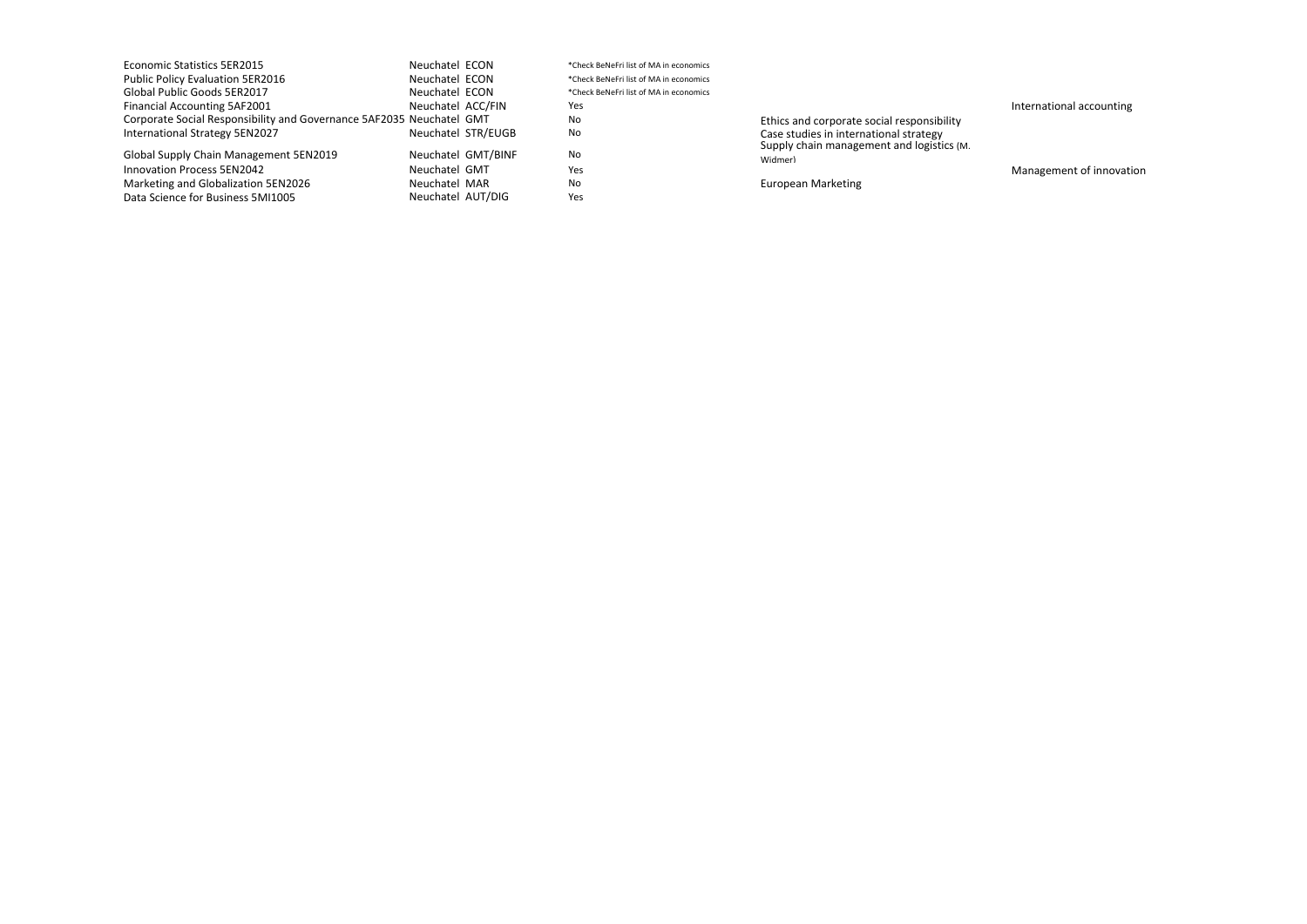| | | | | | |
|---|---|---|---|---|---|
| Economic Statistics 5ER2015 | Neuchatel | ECON | *Check BeNeFri list of MA in economics | | |
| Public Policy Evaluation 5ER2016 | Neuchatel | ECON | *Check BeNeFri list of MA in economics | | |
| Global Public Goods 5ER2017 | Neuchatel | ECON | *Check BeNeFri list of MA in economics | | |
| Financial Accounting 5AF2001 | Neuchatel | ACC/FIN | Yes | | International accounting |
| Corporate Social Responsibility and Governance 5AF2035 | Neuchatel | GMT | No | Ethics and corporate social responsibility | |
| International Strategy 5EN2027 | Neuchatel | STR/EUGB | No | Case studies in international strategy | |
| Global Supply Chain Management 5EN2019 | Neuchatel | GMT/BINF | No | Supply chain management and logistics (M. Widmer) | |
| Innovation Process 5EN2042 | Neuchatel | GMT | Yes | | Management of innovation |
| Marketing and Globalization 5EN2026 | Neuchatel | MAR | No | European Marketing | |
| Data Science for Business 5MI1005 | Neuchatel | AUT/DIG | Yes | | |